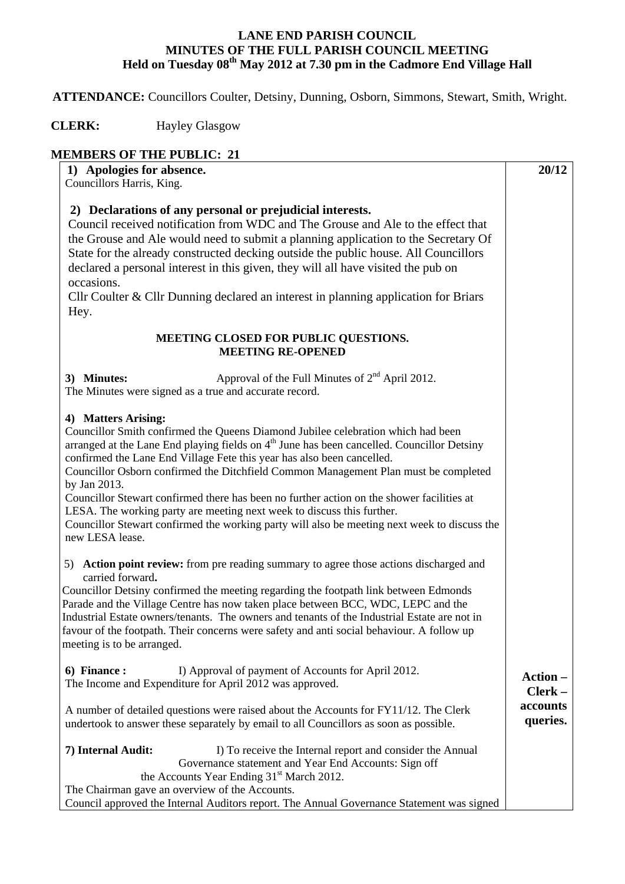# LANE END PARISH COUNCIL
## MINUTES OF THE FULL PARISH COUNCIL MEETING
### Held on Tuesday 08th May 2012 at 7.30 pm in the Cadmore End Village Hall

**ATTENDANCE:** Councillors Coulter, Detsiny, Dunning, Osborn, Simmons, Stewart, Smith, Wright.

**CLERK:** Hayley Glasgow

**MEMBERS OF THE PUBLIC: 21**

| | **20/12** |
|---|---|
| **1) Apologies for absence.**<br>Councillors Harris, King.<br><br>**2) Declarations of any personal or prejudicial interests.**<br>Council received notification from WDC and The Grouse and Ale to the effect that the Grouse and Ale would need to submit a planning application to the Secretary Of State for the already constructed decking outside the public house. All Councillors declared a personal interest in this given, they will all have visited the pub on occasions.<br>Cllr Coulter & Cllr Dunning declared an interest in planning application for Briars Hey.<br><br>**MEETING CLOSED FOR PUBLIC QUESTIONS.**<br>**MEETING RE-OPENED**<br><br>**3) Minutes:** Approval of the Full Minutes of 2nd April 2012.<br>The Minutes were signed as a true and accurate record.<br><br>**4) Matters Arising:**<br>Councillor Smith confirmed the Queens Diamond Jubilee celebration which had been arranged at the Lane End playing fields on 4th June has been cancelled. Councillor Detsiny confirmed the Lane End Village Fete this year has also been cancelled.<br>Councillor Osborn confirmed the Ditchfield Common Management Plan must be completed by Jan 2013.<br>Councillor Stewart confirmed there has been no further action on the shower facilities at LESA. The working party are meeting next week to discuss this further.<br>Councillor Stewart confirmed the working party will also be meeting next week to discuss the new LESA lease.<br><br>5) **Action point review:** from pre reading summary to agree those actions discharged and carried forward**.**<br>Councillor Detsiny confirmed the meeting regarding the footpath link between Edmonds Parade and the Village Centre has now taken place between BCC, WDC, LEPC and the Industrial Estate owners/tenants. The owners and tenants of the Industrial Estate are not in favour of the footpath. Their concerns were safety and anti social behaviour. A follow up meeting is to be arranged. | |
| **6) Finance :** I) Approval of payment of Accounts for April 2012.<br>The Income and Expenditure for April 2012 was approved.<br><br>A number of detailed questions were raised about the Accounts for FY11/12. The Clerk undertook to answer these separately by email to all Councillors as soon as possible. | **Action – Clerk – accounts queries.** |
| **7) Internal Audit:** I) To receive the Internal report and consider the Annual Governance statement and Year End Accounts: Sign off the Accounts Year Ending 31st March 2012.<br>The Chairman gave an overview of the Accounts.<br>Council approved the Internal Auditors report. The Annual Governance Statement was signed | |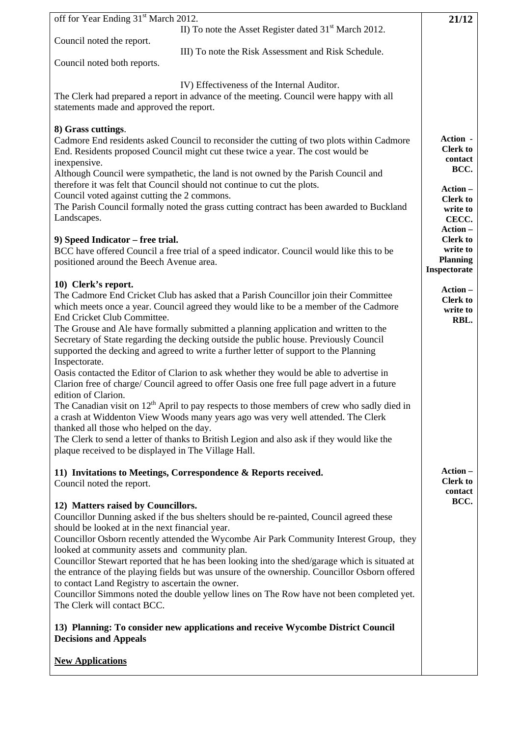off for Year Ending 31st March 2012.

II) To note the Asset Register dated 31st March 2012.

Council noted the report.

III) To note the Risk Assessment and Risk Schedule.

Council noted both reports.

IV) Effectiveness of the Internal Auditor.

The Clerk had prepared a report in advance of the meeting. Council were happy with all statements made and approved the report.

**21/12**

**8) Grass cuttings**.

Cadmore End residents asked Council to reconsider the cutting of two plots within Cadmore End. Residents proposed Council might cut these twice a year. The cost would be inexpensive.

Although Council were sympathetic, the land is not owned by the Parish Council and therefore it was felt that Council should not continue to cut the plots.

Council voted against cutting the 2 commons.

The Parish Council formally noted the grass cutting contract has been awarded to Buckland Landscapes.

**9) Speed Indicator – free trial.**

BCC have offered Council a free trial of a speed indicator. Council would like this to be positioned around the Beech Avenue area.

**Action - Clerk to contact BCC.**

**10) Clerk's report.**

The Cadmore End Cricket Club has asked that a Parish Councillor join their Committee which meets once a year. Council agreed they would like to be a member of the Cadmore End Cricket Club Committee.

**Action – Clerk to write to CECC.**

The Grouse and Ale have formally submitted a planning application and written to the Secretary of State regarding the decking outside the public house. Previously Council supported the decking and agreed to write a further letter of support to the Planning Inspectorate.

**Action – Clerk to write to Planning Inspectorate**

Oasis contacted the Editor of Clarion to ask whether they would be able to advertise in Clarion free of charge/ Council agreed to offer Oasis one free full page advert in a future edition of Clarion.

The Canadian visit on 12th April to pay respects to those members of crew who sadly died in a crash at Widdenton View Woods many years ago was very well attended. The Clerk thanked all those who helped on the day.

The Clerk to send a letter of thanks to British Legion and also ask if they would like the plaque received to be displayed in The Village Hall.

**Action – Clerk to write to RBL.**

**11) Invitations to Meetings, Correspondence & Reports received.**

Council noted the report.

**12) Matters raised by Councillors.**

Councillor Dunning asked if the bus shelters should be re-painted, Council agreed these should be looked at in the next financial year.

Councillor Osborn recently attended the Wycombe Air Park Community Interest Group, they looked at community assets and community plan.

Councillor Stewart reported that he has been looking into the shed/garage which is situated at the entrance of the playing fields but was unsure of the ownership. Councillor Osborn offered to contact Land Registry to ascertain the owner.

Councillor Simmons noted the double yellow lines on The Row have not been completed yet. The Clerk will contact BCC.

**Action – Clerk to contact BCC.**

**13) Planning: To consider new applications and receive Wycombe District Council Decisions and Appeals**

**New Applications**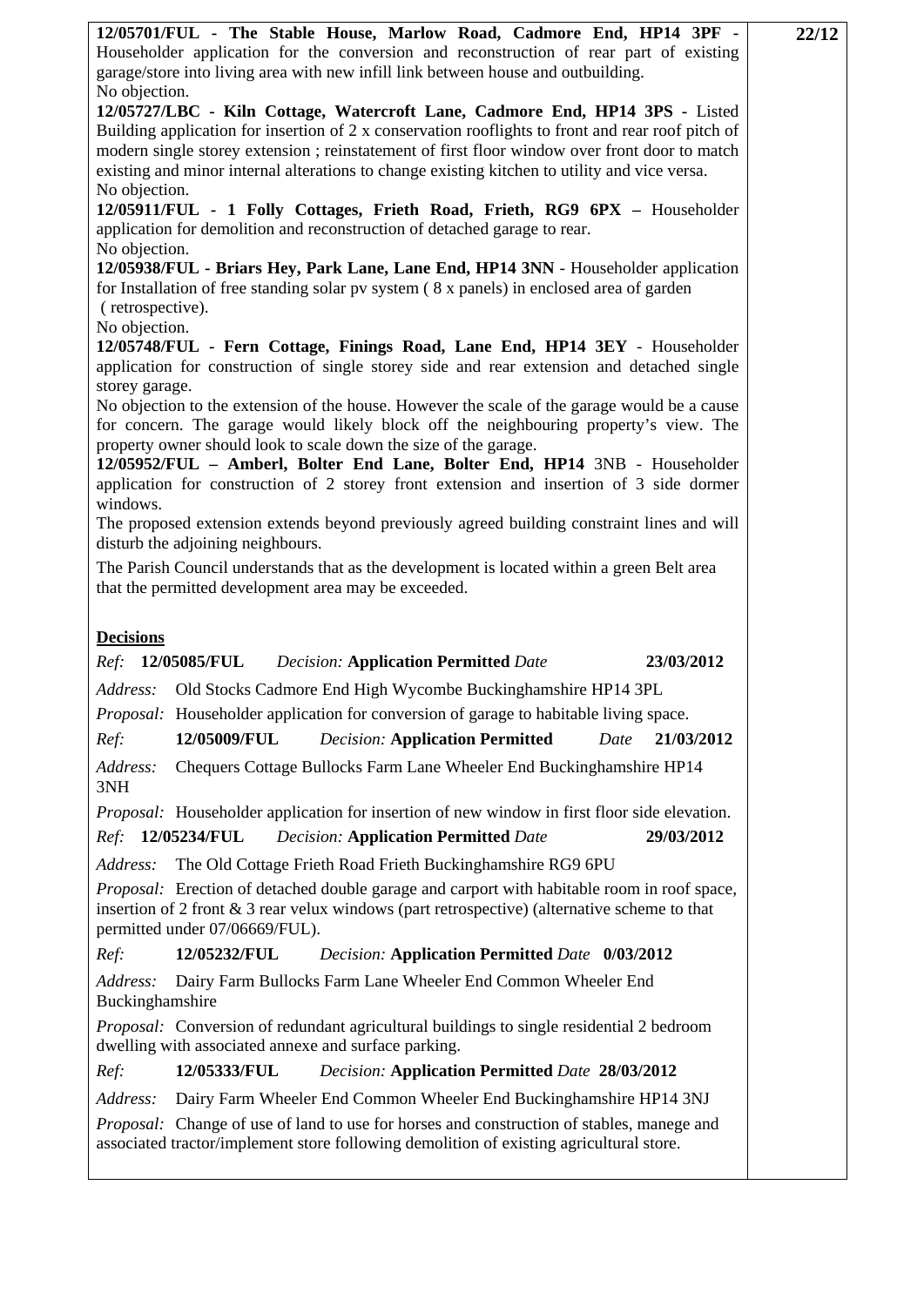**12/05701/FUL - The Stable House, Marlow Road, Cadmore End, HP14 3PF** - Householder application for the conversion and reconstruction of rear part of existing garage/store into living area with new infill link between house and outbuilding.
No objection.

**22/12**

**12/05727/LBC - Kiln Cottage, Watercroft Lane, Cadmore End, HP14 3PS** - Listed Building application for insertion of 2 x conservation rooflights to front and rear roof pitch of modern single storey extension ; reinstatement of first floor window over front door to match existing and minor internal alterations to change existing kitchen to utility and vice versa.
No objection.

**12/05911/FUL - 1 Folly Cottages, Frieth Road, Frieth, RG9 6PX –** Householder application for demolition and reconstruction of detached garage to rear.
No objection.

**12/05938/FUL - Briars Hey, Park Lane, Lane End, HP14 3NN** - Householder application for Installation of free standing solar pv system ( 8 x panels) in enclosed area of garden ( retrospective).
No objection.

**12/05748/FUL - Fern Cottage, Finings Road, Lane End, HP14 3EY** - Householder application for construction of single storey side and rear extension and detached single storey garage.
No objection to the extension of the house. However the scale of the garage would be a cause for concern. The garage would likely block off the neighbouring property's view. The property owner should look to scale down the size of the garage.

**12/05952/FUL – Amberl, Bolter End Lane, Bolter End, HP14** 3NB - Householder application for construction of 2 storey front extension and insertion of 3 side dormer windows.
The proposed extension extends beyond previously agreed building constraint lines and will disturb the adjoining neighbours.

The Parish Council understands that as the development is located within a green Belt area that the permitted development area may be exceeded.

**Decisions**

*Ref:* **12/05085/FUL** *Decision:* **Application Permitted** *Date* **23/03/2012**

*Address:* Old Stocks Cadmore End High Wycombe Buckinghamshire HP14 3PL

*Proposal:* Householder application for conversion of garage to habitable living space.

*Ref:* **12/05009/FUL** *Decision:* **Application Permitted** *Date* **21/03/2012**

*Address:* Chequers Cottage Bullocks Farm Lane Wheeler End Buckinghamshire HP14 3NH

*Proposal:* Householder application for insertion of new window in first floor side elevation.

*Ref:* **12/05234/FUL** *Decision:* **Application Permitted** *Date* **29/03/2012**

*Address:* The Old Cottage Frieth Road Frieth Buckinghamshire RG9 6PU

*Proposal:* Erection of detached double garage and carport with habitable room in roof space, insertion of 2 front & 3 rear velux windows (part retrospective) (alternative scheme to that permitted under 07/06669/FUL).

*Ref:* **12/05232/FUL** *Decision:* **Application Permitted** *Date* **0/03/2012**

*Address:* Dairy Farm Bullocks Farm Lane Wheeler End Common Wheeler End Buckinghamshire

*Proposal:* Conversion of redundant agricultural buildings to single residential 2 bedroom dwelling with associated annexe and surface parking.

*Ref:* **12/05333/FUL** *Decision:* **Application Permitted** *Date* **28/03/2012**

*Address:* Dairy Farm Wheeler End Common Wheeler End Buckinghamshire HP14 3NJ

*Proposal:* Change of use of land to use for horses and construction of stables, manege and associated tractor/implement store following demolition of existing agricultural store.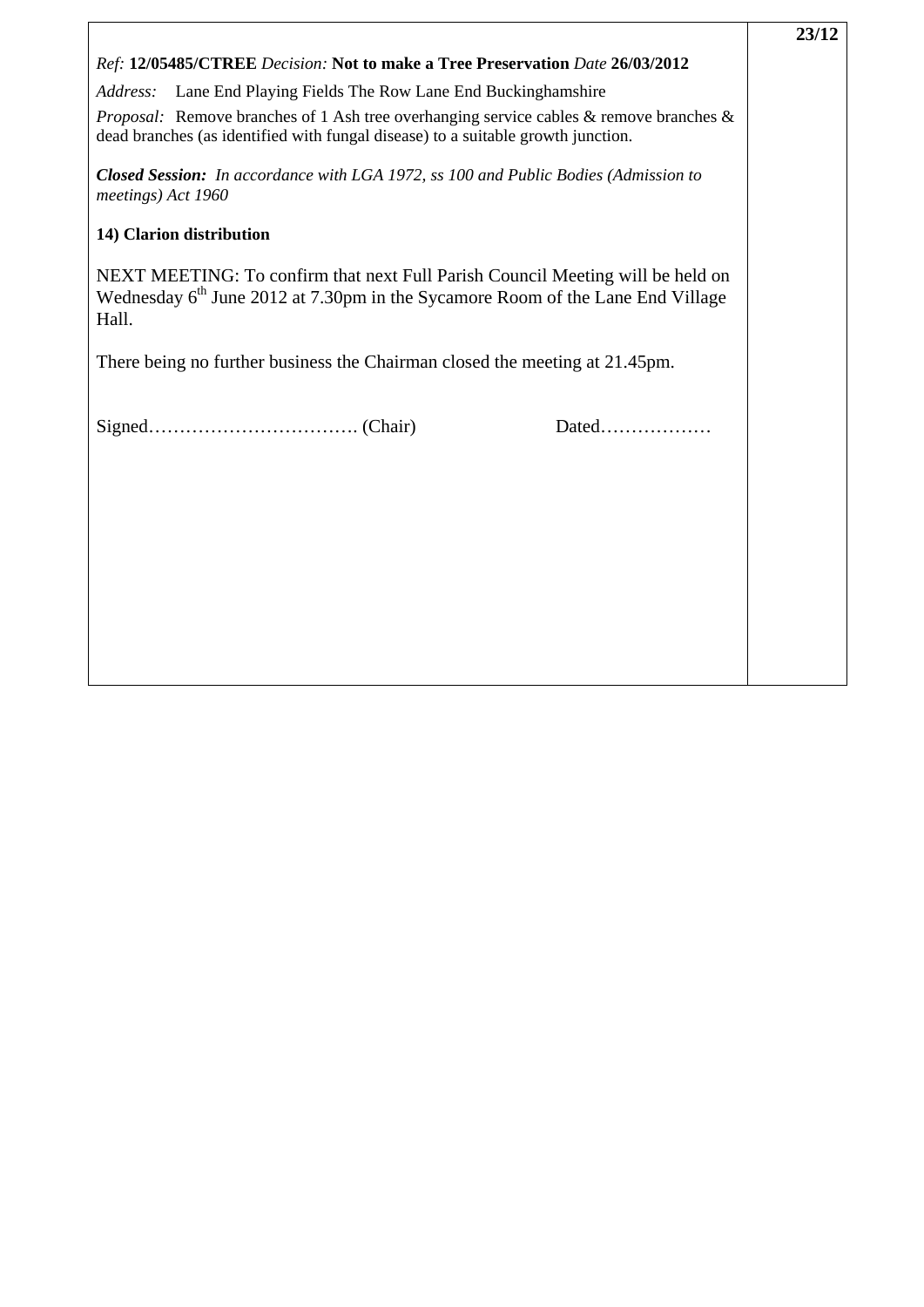*Ref:* **12/05485/CTREE** *Decision:* **Not to make a Tree Preservation** *Date* **26/03/2012**

*Address:* Lane End Playing Fields The Row Lane End Buckinghamshire

*Proposal:* Remove branches of 1 Ash tree overhanging service cables & remove branches & dead branches (as identified with fungal disease) to a suitable growth junction.

***Closed Session:*** *In accordance with LGA 1972, ss 100 and Public Bodies (Admission to meetings) Act 1960*

**14) Clarion distribution**

NEXT MEETING: To confirm that next Full Parish Council Meeting will be held on Wednesday 6th June 2012 at 7.30pm in the Sycamore Room of the Lane End Village Hall.

There being no further business the Chairman closed the meeting at 21.45pm.

Signed……………………………. (Chair) Dated………………